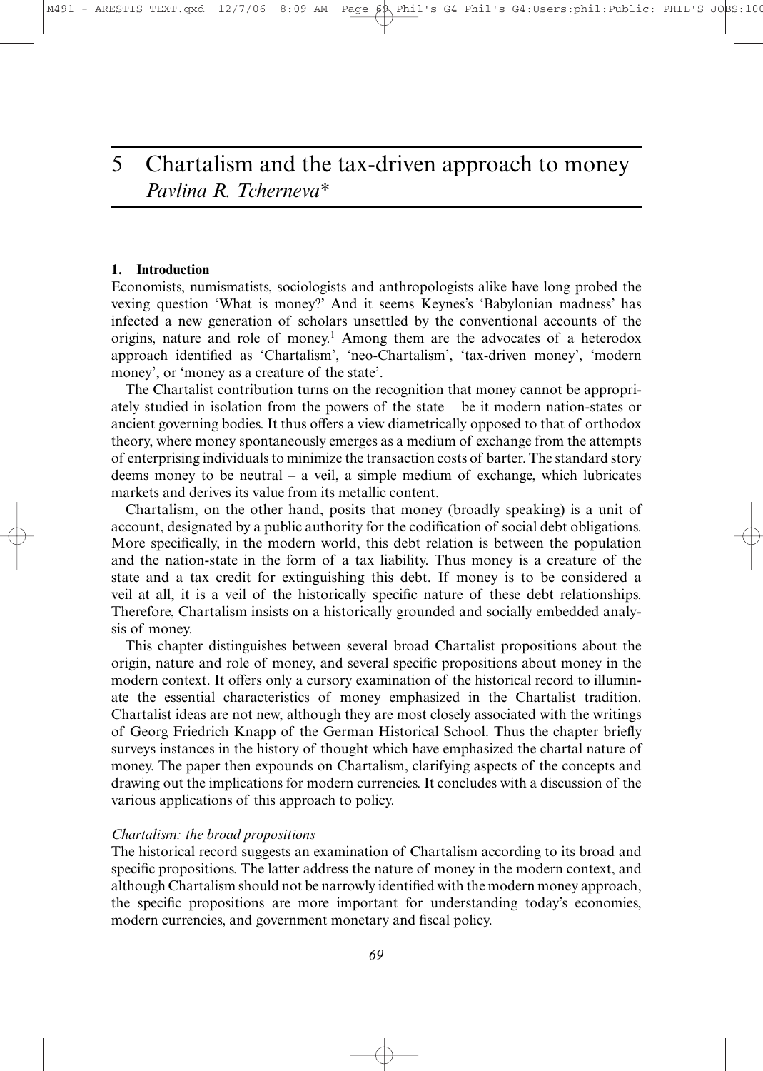# 5 Chartalism and the tax-driven approach to money

*Pavlina R. Tcherneva**

## 1. Introduction

Economists, numismatists, sociologists and anthropologists alike have long probed the vexing question 'What is money?' And it seems Keynes's 'Babylonian madness' has infected a new generation of scholars unsettled by the conventional accounts of the origins, nature and role of money.[1] Among them are the advocates of a heterodox approach identified as 'Chartalism', 'neo-Chartalism', 'tax-driven money', 'modern money', or 'money as a creature of the state'.

The Chartalist contribution turns on the recognition that money cannot be appropriately studied in isolation from the powers of the state – be it modern nation-states or ancient governing bodies. It thus offers a view diametrically opposed to that of orthodox theory, where money spontaneously emerges as a medium of exchange from the attempts of enterprising individuals to minimize the transaction costs of barter. The standard story deems money to be neutral – a veil, a simple medium of exchange, which lubricates markets and derives its value from its metallic content.

Chartalism, on the other hand, posits that money (broadly speaking) is a unit of account, designated by a public authority for the codification of social debt obligations. More specifically, in the modern world, this debt relation is between the population and the nation-state in the form of a tax liability. Thus money is a creature of the state and a tax credit for extinguishing this debt. If money is to be considered a veil at all, it is a veil of the historically specific nature of these debt relationships. Therefore, Chartalism insists on a historically grounded and socially embedded analysis of money.

This chapter distinguishes between several broad Chartalist propositions about the origin, nature and role of money, and several specific propositions about money in the modern context. It offers only a cursory examination of the historical record to illuminate the essential characteristics of money emphasized in the Chartalist tradition. Chartalist ideas are not new, although they are most closely associated with the writings of Georg Friedrich Knapp of the German Historical School. Thus the chapter briefly surveys instances in the history of thought which have emphasized the chartal nature of money. The paper then expounds on Chartalism, clarifying aspects of the concepts and drawing out the implications for modern currencies. It concludes with a discussion of the various applications of this approach to policy.

*Chartalism: the broad propositions*

The historical record suggests an examination of Chartalism according to its broad and specific propositions. The latter address the nature of money in the modern context, and although Chartalism should not be narrowly identified with the modern money approach, the specific propositions are more important for understanding today's economies, modern currencies, and government monetary and fiscal policy.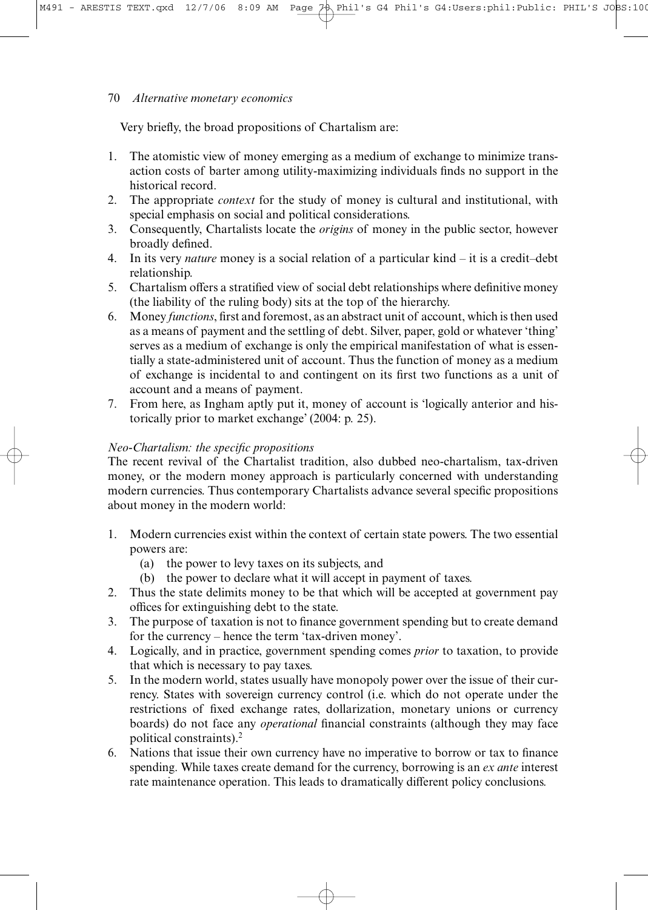Very briefly, the broad propositions of Chartalism are:

1. The atomistic view of money emerging as a medium of exchange to minimize transaction costs of barter among utility-maximizing individuals finds no support in the historical record.
2. The appropriate *context* for the study of money is cultural and institutional, with special emphasis on social and political considerations.
3. Consequently, Chartalists locate the *origins* of money in the public sector, however broadly defined.
4. In its very *nature* money is a social relation of a particular kind – it is a credit–debt relationship.
5. Chartalism offers a stratified view of social debt relationships where definitive money (the liability of the ruling body) sits at the top of the hierarchy.
6. Money *functions*, first and foremost, as an abstract unit of account, which is then used as a means of payment and the settling of debt. Silver, paper, gold or whatever 'thing' serves as a medium of exchange is only the empirical manifestation of what is essentially a state-administered unit of account. Thus the function of money as a medium of exchange is incidental to and contingent on its first two functions as a unit of account and a means of payment.
7. From here, as Ingham aptly put it, money of account is 'logically anterior and historically prior to market exchange' (2004: p. 25).

*Neo-Chartalism: the specific propositions*

The recent revival of the Chartalist tradition, also dubbed neo-chartalism, tax-driven money, or the modern money approach is particularly concerned with understanding modern currencies. Thus contemporary Chartalists advance several specific propositions about money in the modern world:

1. Modern currencies exist within the context of certain state powers. The two essential powers are:
   (a) the power to levy taxes on its subjects, and
   (b) the power to declare what it will accept in payment of taxes.
2. Thus the state delimits money to be that which will be accepted at government pay offices for extinguishing debt to the state.
3. The purpose of taxation is not to finance government spending but to create demand for the currency – hence the term 'tax-driven money'.
4. Logically, and in practice, government spending comes *prior* to taxation, to provide that which is necessary to pay taxes.
5. In the modern world, states usually have monopoly power over the issue of their currency. States with sovereign currency control (i.e. which do not operate under the restrictions of fixed exchange rates, dollarization, monetary unions or currency boards) do not face any *operational* financial constraints (although they may face political constraints).[2]
6. Nations that issue their own currency have no imperative to borrow or tax to finance spending. While taxes create demand for the currency, borrowing is an *ex ante* interest rate maintenance operation. This leads to dramatically different policy conclusions.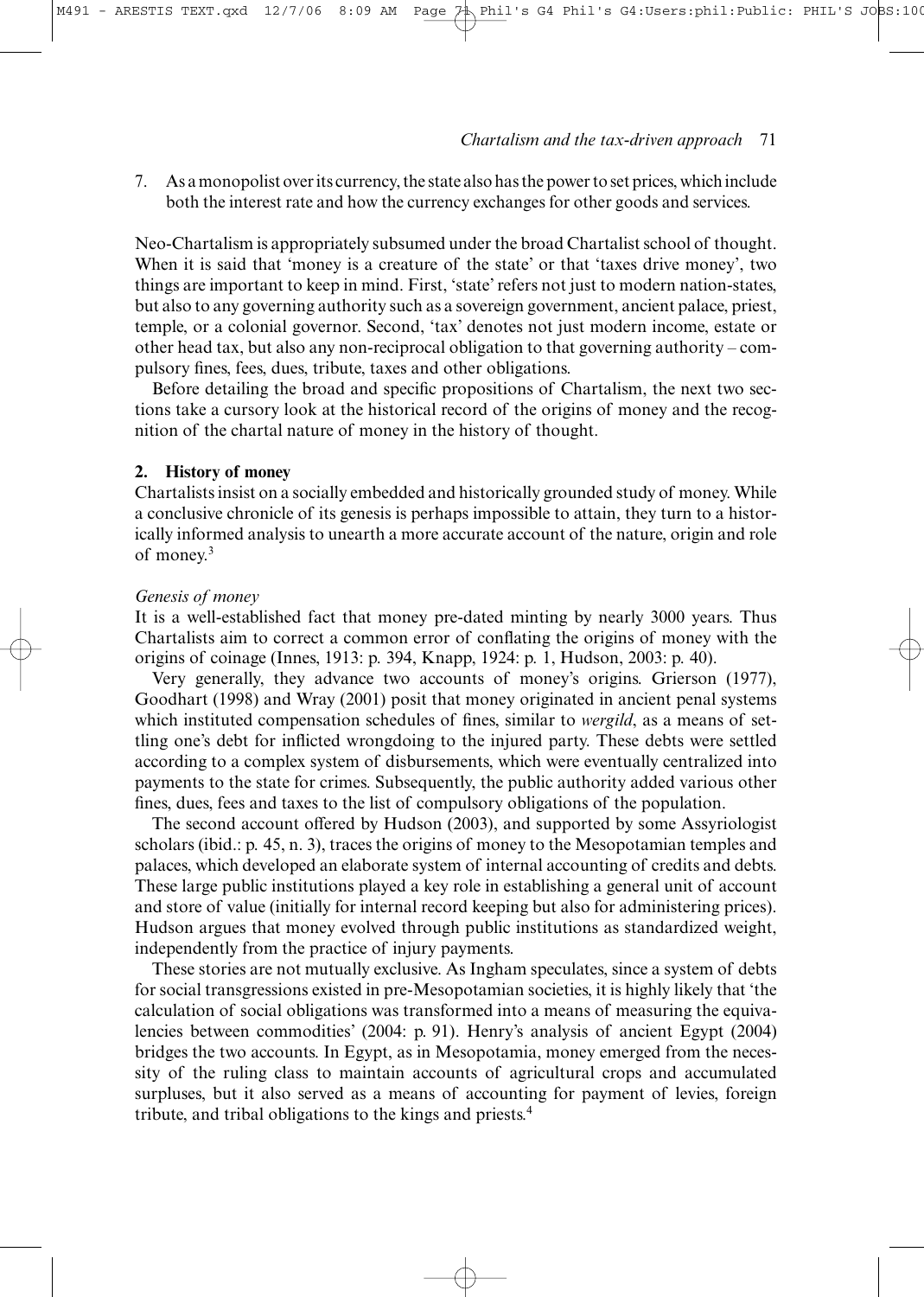7. As a monopolist over its currency, the state also has the power to set prices, which include both the interest rate and how the currency exchanges for other goods and services.

Neo-Chartalism is appropriately subsumed under the broad Chartalist school of thought. When it is said that 'money is a creature of the state' or that 'taxes drive money', two things are important to keep in mind. First, 'state' refers not just to modern nation-states, but also to any governing authority such as a sovereign government, ancient palace, priest, temple, or a colonial governor. Second, 'tax' denotes not just modern income, estate or other head tax, but also any non-reciprocal obligation to that governing authority – compulsory fines, fees, dues, tribute, taxes and other obligations.

Before detailing the broad and specific propositions of Chartalism, the next two sections take a cursory look at the historical record of the origins of money and the recognition of the chartal nature of money in the history of thought.

## 2. History of money

Chartalists insist on a socially embedded and historically grounded study of money. While a conclusive chronicle of its genesis is perhaps impossible to attain, they turn to a historically informed analysis to unearth a more accurate account of the nature, origin and role of money.[3]

### *Genesis of money*

It is a well-established fact that money pre-dated minting by nearly 3000 years. Thus Chartalists aim to correct a common error of conflating the origins of money with the origins of coinage (Innes, 1913: p. 394, Knapp, 1924: p. 1, Hudson, 2003: p. 40).

Very generally, they advance two accounts of money's origins. Grierson (1977), Goodhart (1998) and Wray (2001) posit that money originated in ancient penal systems which instituted compensation schedules of fines, similar to *wergild*, as a means of settling one's debt for inflicted wrongdoing to the injured party. These debts were settled according to a complex system of disbursements, which were eventually centralized into payments to the state for crimes. Subsequently, the public authority added various other fines, dues, fees and taxes to the list of compulsory obligations of the population.

The second account offered by Hudson (2003), and supported by some Assyriologist scholars (ibid.: p. 45, n. 3), traces the origins of money to the Mesopotamian temples and palaces, which developed an elaborate system of internal accounting of credits and debts. These large public institutions played a key role in establishing a general unit of account and store of value (initially for internal record keeping but also for administering prices). Hudson argues that money evolved through public institutions as standardized weight, independently from the practice of injury payments.

These stories are not mutually exclusive. As Ingham speculates, since a system of debts for social transgressions existed in pre-Mesopotamian societies, it is highly likely that 'the calculation of social obligations was transformed into a means of measuring the equivalencies between commodities' (2004: p. 91). Henry's analysis of ancient Egypt (2004) bridges the two accounts. In Egypt, as in Mesopotamia, money emerged from the necessity of the ruling class to maintain accounts of agricultural crops and accumulated surpluses, but it also served as a means of accounting for payment of levies, foreign tribute, and tribal obligations to the kings and priests.[4]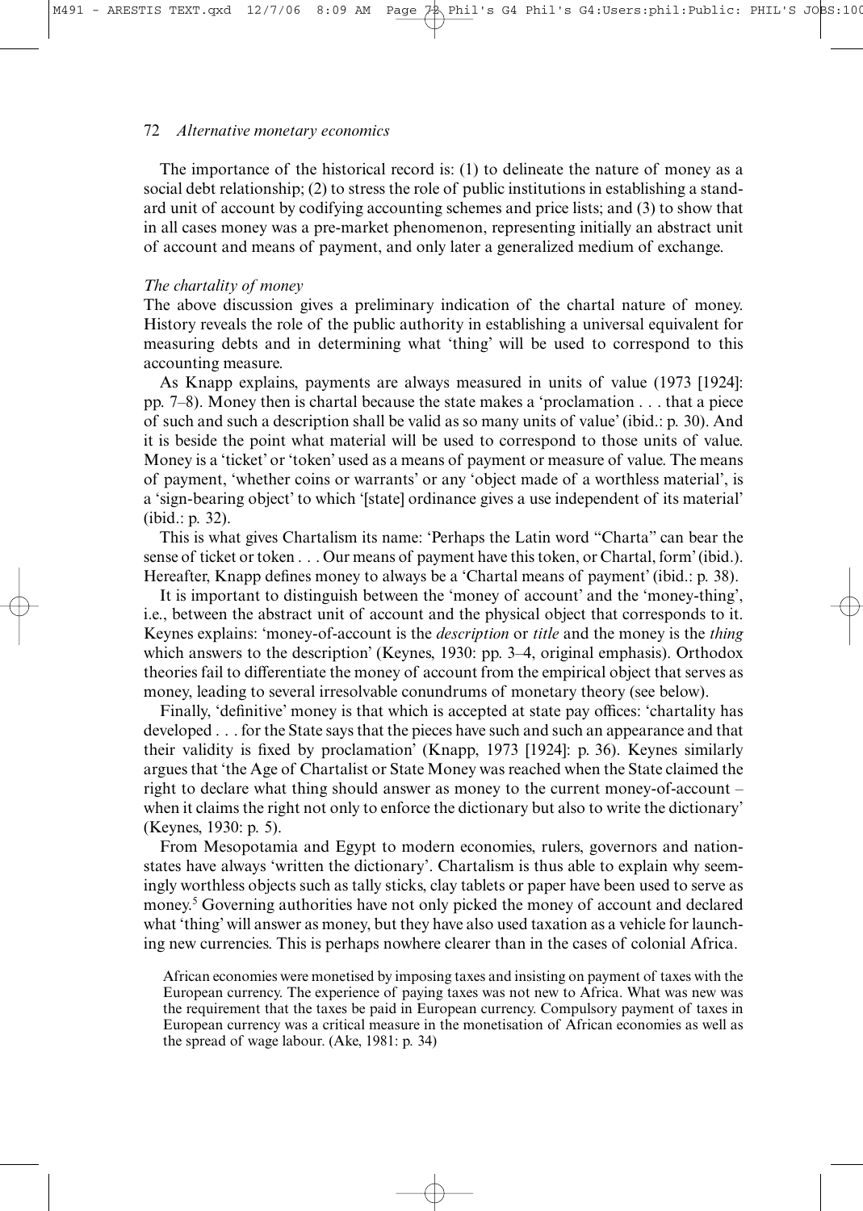The importance of the historical record is: (1) to delineate the nature of money as a social debt relationship; (2) to stress the role of public institutions in establishing a standard unit of account by codifying accounting schemes and price lists; and (3) to show that in all cases money was a pre-market phenomenon, representing initially an abstract unit of account and means of payment, and only later a generalized medium of exchange.

*The chartality of money*

The above discussion gives a preliminary indication of the chartal nature of money. History reveals the role of the public authority in establishing a universal equivalent for measuring debts and in determining what 'thing' will be used to correspond to this accounting measure.

As Knapp explains, payments are always measured in units of value (1973 [1924]: pp. 7–8). Money then is chartal because the state makes a 'proclamation . . . that a piece of such and such a description shall be valid as so many units of value' (ibid.: p. 30). And it is beside the point what material will be used to correspond to those units of value. Money is a 'ticket' or 'token' used as a means of payment or measure of value. The means of payment, 'whether coins or warrants' or any 'object made of a worthless material', is a 'sign-bearing object' to which '[state] ordinance gives a use independent of its material' (ibid.: p. 32).

This is what gives Chartalism its name: 'Perhaps the Latin word "Charta" can bear the sense of ticket or token . . . Our means of payment have this token, or Chartal, form' (ibid.). Hereafter, Knapp defines money to always be a 'Chartal means of payment' (ibid.: p. 38).

It is important to distinguish between the 'money of account' and the 'money-thing', i.e., between the abstract unit of account and the physical object that corresponds to it. Keynes explains: 'money-of-account is the *description* or *title* and the money is the *thing* which answers to the description' (Keynes, 1930: pp. 3–4, original emphasis). Orthodox theories fail to differentiate the money of account from the empirical object that serves as money, leading to several irresolvable conundrums of monetary theory (see below).

Finally, 'definitive' money is that which is accepted at state pay offices: 'chartality has developed . . . for the State says that the pieces have such and such an appearance and that their validity is fixed by proclamation' (Knapp, 1973 [1924]: p. 36). Keynes similarly argues that 'the Age of Chartalist or State Money was reached when the State claimed the right to declare what thing should answer as money to the current money-of-account – when it claims the right not only to enforce the dictionary but also to write the dictionary' (Keynes, 1930: p. 5).

From Mesopotamia and Egypt to modern economies, rulers, governors and nation-states have always 'written the dictionary'. Chartalism is thus able to explain why seemingly worthless objects such as tally sticks, clay tablets or paper have been used to serve as money.[5] Governing authorities have not only picked the money of account and declared what 'thing' will answer as money, but they have also used taxation as a vehicle for launching new currencies. This is perhaps nowhere clearer than in the cases of colonial Africa.

> African economies were monetised by imposing taxes and insisting on payment of taxes with the European currency. The experience of paying taxes was not new to Africa. What was new was the requirement that the taxes be paid in European currency. Compulsory payment of taxes in European currency was a critical measure in the monetisation of African economies as well as the spread of wage labour. (Ake, 1981: p. 34)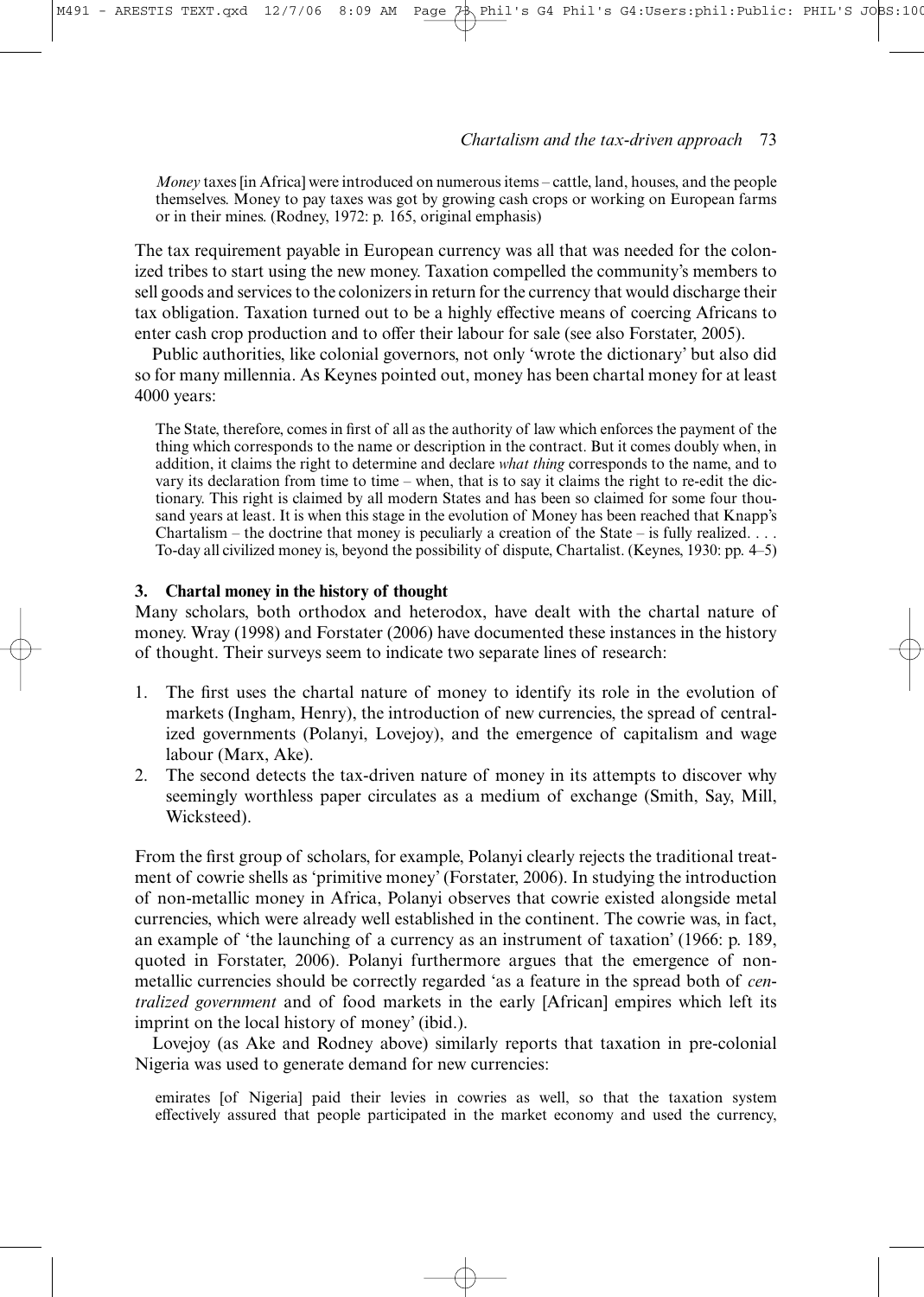> *Money* taxes [in Africa] were introduced on numerous items – cattle, land, houses, and the people themselves. Money to pay taxes was got by growing cash crops or working on European farms or in their mines. (Rodney, 1972: p. 165, original emphasis)

The tax requirement payable in European currency was all that was needed for the colonized tribes to start using the new money. Taxation compelled the community's members to sell goods and services to the colonizers in return for the currency that would discharge their tax obligation. Taxation turned out to be a highly effective means of coercing Africans to enter cash crop production and to offer their labour for sale (see also Forstater, 2005).

Public authorities, like colonial governors, not only 'wrote the dictionary' but also did so for many millennia. As Keynes pointed out, money has been chartal money for at least 4000 years:

> The State, therefore, comes in first of all as the authority of law which enforces the payment of the thing which corresponds to the name or description in the contract. But it comes doubly when, in addition, it claims the right to determine and declare *what thing* corresponds to the name, and to vary its declaration from time to time – when, that is to say it claims the right to re-edit the dictionary. This right is claimed by all modern States and has been so claimed for some four thousand years at least. It is when this stage in the evolution of Money has been reached that Knapp's Chartalism – the doctrine that money is peculiarly a creation of the State – is fully realized. . . . To-day all civilized money is, beyond the possibility of dispute, Chartalist. (Keynes, 1930: pp. 4–5)

## 3. Chartal money in the history of thought

Many scholars, both orthodox and heterodox, have dealt with the chartal nature of money. Wray (1998) and Forstater (2006) have documented these instances in the history of thought. Their surveys seem to indicate two separate lines of research:

1. The first uses the chartal nature of money to identify its role in the evolution of markets (Ingham, Henry), the introduction of new currencies, the spread of centralized governments (Polanyi, Lovejoy), and the emergence of capitalism and wage labour (Marx, Ake).
2. The second detects the tax-driven nature of money in its attempts to discover why seemingly worthless paper circulates as a medium of exchange (Smith, Say, Mill, Wicksteed).

From the first group of scholars, for example, Polanyi clearly rejects the traditional treatment of cowrie shells as 'primitive money' (Forstater, 2006). In studying the introduction of non-metallic money in Africa, Polanyi observes that cowrie existed alongside metal currencies, which were already well established in the continent. The cowrie was, in fact, an example of 'the launching of a currency as an instrument of taxation' (1966: p. 189, quoted in Forstater, 2006). Polanyi furthermore argues that the emergence of non-metallic currencies should be correctly regarded 'as a feature in the spread both of *centralized government* and of food markets in the early [African] empires which left its imprint on the local history of money' (ibid.).

Lovejoy (as Ake and Rodney above) similarly reports that taxation in pre-colonial Nigeria was used to generate demand for new currencies:

> emirates [of Nigeria] paid their levies in cowries as well, so that the taxation system effectively assured that people participated in the market economy and used the currency,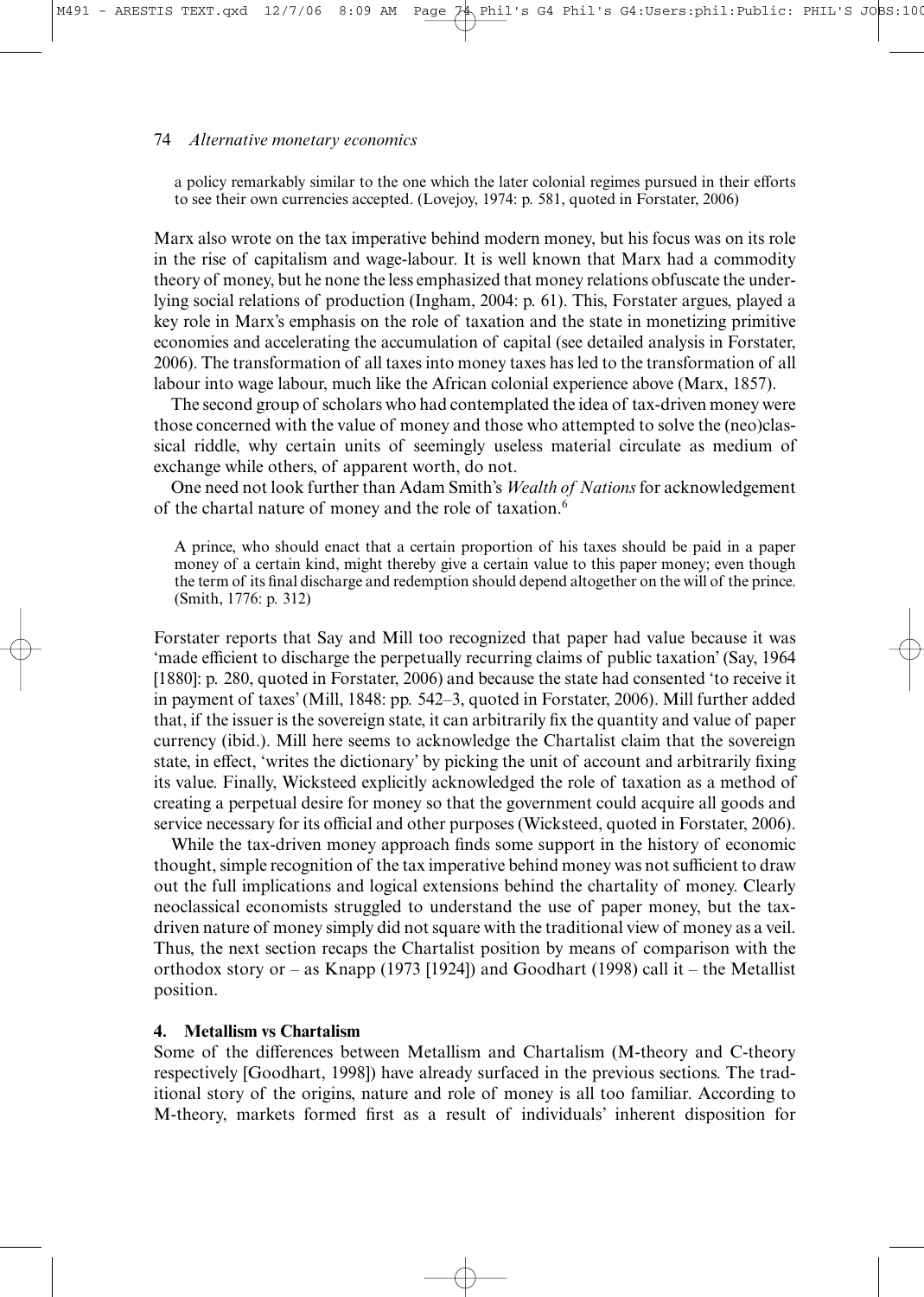a policy remarkably similar to the one which the later colonial regimes pursued in their efforts to see their own currencies accepted. (Lovejoy, 1974: p. 581, quoted in Forstater, 2006)

Marx also wrote on the tax imperative behind modern money, but his focus was on its role in the rise of capitalism and wage-labour. It is well known that Marx had a commodity theory of money, but he none the less emphasized that money relations obfuscate the underlying social relations of production (Ingham, 2004: p. 61). This, Forstater argues, played a key role in Marx's emphasis on the role of taxation and the state in monetizing primitive economies and accelerating the accumulation of capital (see detailed analysis in Forstater, 2006). The transformation of all taxes into money taxes has led to the transformation of all labour into wage labour, much like the African colonial experience above (Marx, 1857).

The second group of scholars who had contemplated the idea of tax-driven money were those concerned with the value of money and those who attempted to solve the (neo)classical riddle, why certain units of seemingly useless material circulate as medium of exchange while others, of apparent worth, do not.

One need not look further than Adam Smith's *Wealth of Nations* for acknowledgement of the chartal nature of money and the role of taxation.[6]

> A prince, who should enact that a certain proportion of his taxes should be paid in a paper money of a certain kind, might thereby give a certain value to this paper money; even though the term of its final discharge and redemption should depend altogether on the will of the prince. (Smith, 1776: p. 312)

Forstater reports that Say and Mill too recognized that paper had value because it was 'made efficient to discharge the perpetually recurring claims of public taxation' (Say, 1964 [1880]: p. 280, quoted in Forstater, 2006) and because the state had consented 'to receive it in payment of taxes' (Mill, 1848: pp. 542–3, quoted in Forstater, 2006). Mill further added that, if the issuer is the sovereign state, it can arbitrarily fix the quantity and value of paper currency (ibid.). Mill here seems to acknowledge the Chartalist claim that the sovereign state, in effect, 'writes the dictionary' by picking the unit of account and arbitrarily fixing its value. Finally, Wicksteed explicitly acknowledged the role of taxation as a method of creating a perpetual desire for money so that the government could acquire all goods and service necessary for its official and other purposes (Wicksteed, quoted in Forstater, 2006).

While the tax-driven money approach finds some support in the history of economic thought, simple recognition of the tax imperative behind money was not sufficient to draw out the full implications and logical extensions behind the chartality of money. Clearly neoclassical economists struggled to understand the use of paper money, but the tax-driven nature of money simply did not square with the traditional view of money as a veil. Thus, the next section recaps the Chartalist position by means of comparison with the orthodox story or – as Knapp (1973 [1924]) and Goodhart (1998) call it – the Metallist position.

## 4. Metallism vs Chartalism

Some of the differences between Metallism and Chartalism (M-theory and C-theory respectively [Goodhart, 1998]) have already surfaced in the previous sections. The traditional story of the origins, nature and role of money is all too familiar. According to M-theory, markets formed first as a result of individuals' inherent disposition for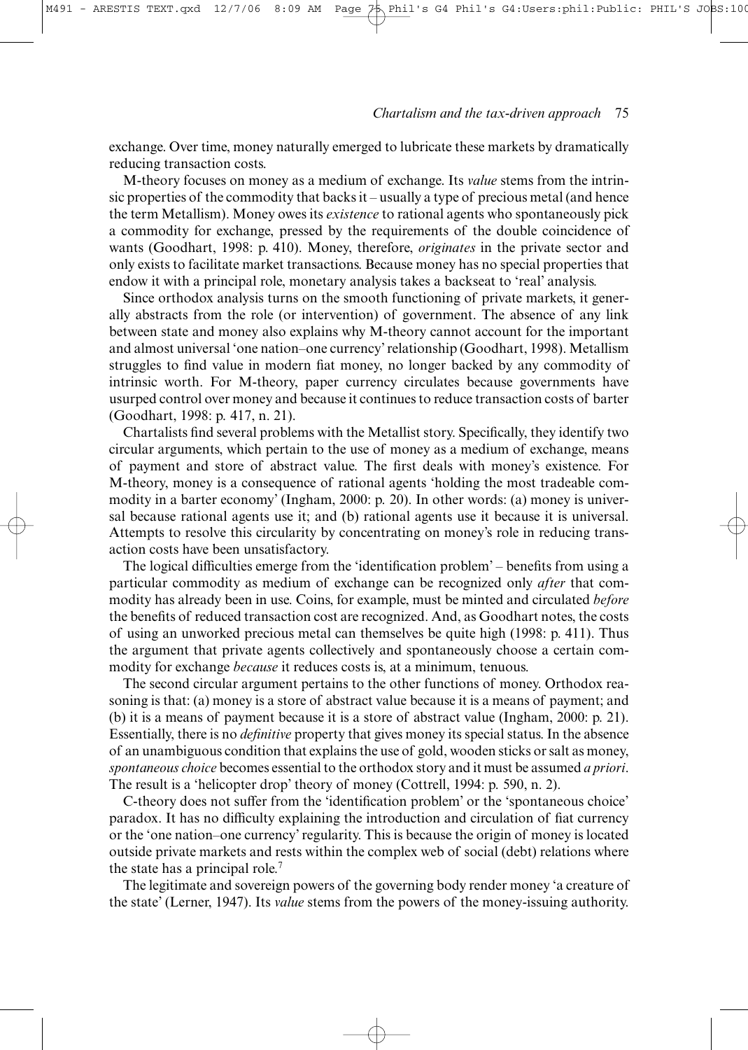exchange. Over time, money naturally emerged to lubricate these markets by dramatically reducing transaction costs.

M-theory focuses on money as a medium of exchange. Its *value* stems from the intrinsic properties of the commodity that backs it – usually a type of precious metal (and hence the term Metallism). Money owes its *existence* to rational agents who spontaneously pick a commodity for exchange, pressed by the requirements of the double coincidence of wants (Goodhart, 1998: p. 410). Money, therefore, *originates* in the private sector and only exists to facilitate market transactions. Because money has no special properties that endow it with a principal role, monetary analysis takes a backseat to 'real' analysis.

Since orthodox analysis turns on the smooth functioning of private markets, it generally abstracts from the role (or intervention) of government. The absence of any link between state and money also explains why M-theory cannot account for the important and almost universal 'one nation–one currency' relationship (Goodhart, 1998). Metallism struggles to find value in modern fiat money, no longer backed by any commodity of intrinsic worth. For M-theory, paper currency circulates because governments have usurped control over money and because it continues to reduce transaction costs of barter (Goodhart, 1998: p. 417, n. 21).

Chartalists find several problems with the Metallist story. Specifically, they identify two circular arguments, which pertain to the use of money as a medium of exchange, means of payment and store of abstract value. The first deals with money's existence. For M-theory, money is a consequence of rational agents 'holding the most tradeable commodity in a barter economy' (Ingham, 2000: p. 20). In other words: (a) money is universal because rational agents use it; and (b) rational agents use it because it is universal. Attempts to resolve this circularity by concentrating on money's role in reducing transaction costs have been unsatisfactory.

The logical difficulties emerge from the 'identification problem' – benefits from using a particular commodity as medium of exchange can be recognized only *after* that commodity has already been in use. Coins, for example, must be minted and circulated *before* the benefits of reduced transaction cost are recognized. And, as Goodhart notes, the costs of using an unworked precious metal can themselves be quite high (1998: p. 411). Thus the argument that private agents collectively and spontaneously choose a certain commodity for exchange *because* it reduces costs is, at a minimum, tenuous.

The second circular argument pertains to the other functions of money. Orthodox reasoning is that: (a) money is a store of abstract value because it is a means of payment; and (b) it is a means of payment because it is a store of abstract value (Ingham, 2000: p. 21). Essentially, there is no *definitive* property that gives money its special status. In the absence of an unambiguous condition that explains the use of gold, wooden sticks or salt as money, *spontaneous choice* becomes essential to the orthodox story and it must be assumed *a priori*. The result is a 'helicopter drop' theory of money (Cottrell, 1994: p. 590, n. 2).

C-theory does not suffer from the 'identification problem' or the 'spontaneous choice' paradox. It has no difficulty explaining the introduction and circulation of fiat currency or the 'one nation–one currency' regularity. This is because the origin of money is located outside private markets and rests within the complex web of social (debt) relations where the state has a principal role.[7]

The legitimate and sovereign powers of the governing body render money 'a creature of the state' (Lerner, 1947). Its *value* stems from the powers of the money-issuing authority.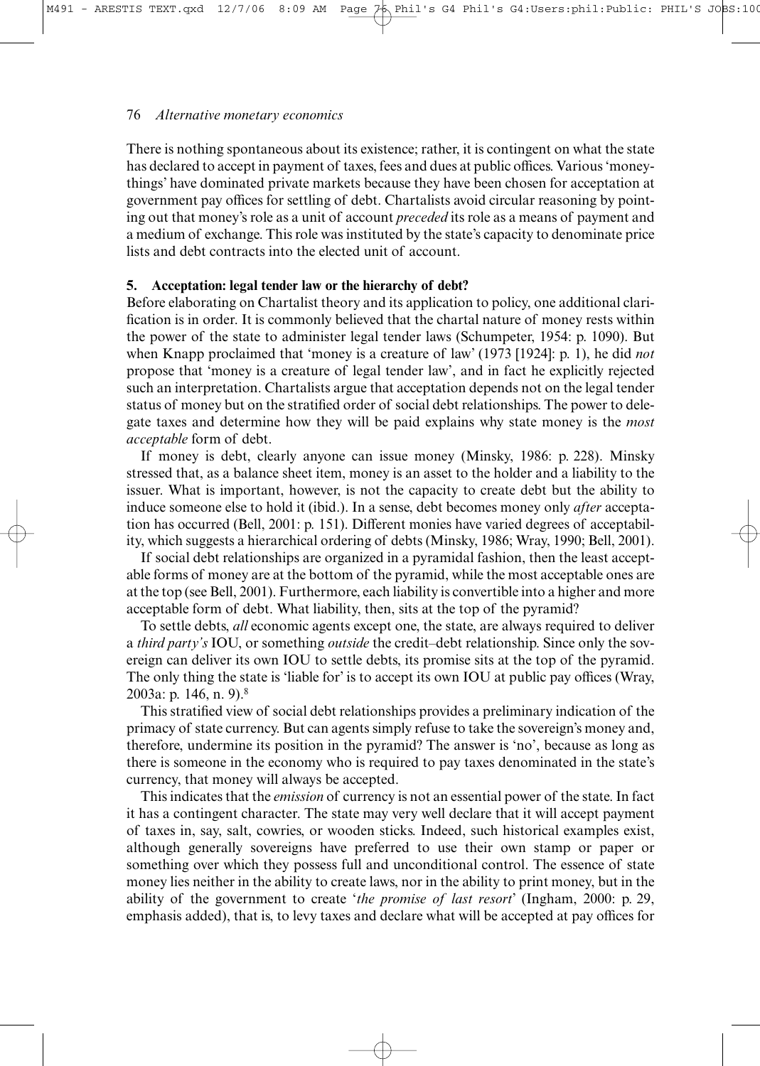There is nothing spontaneous about its existence; rather, it is contingent on what the state has declared to accept in payment of taxes, fees and dues at public offices. Various 'money-things' have dominated private markets because they have been chosen for acceptation at government pay offices for settling of debt. Chartalists avoid circular reasoning by pointing out that money's role as a unit of account *preceded* its role as a means of payment and a medium of exchange. This role was instituted by the state's capacity to denominate price lists and debt contracts into the elected unit of account.

## 5. Acceptation: legal tender law or the hierarchy of debt?

Before elaborating on Chartalist theory and its application to policy, one additional clarification is in order. It is commonly believed that the chartal nature of money rests within the power of the state to administer legal tender laws (Schumpeter, 1954: p. 1090). But when Knapp proclaimed that 'money is a creature of law' (1973 [1924]: p. 1), he did *not* propose that 'money is a creature of legal tender law', and in fact he explicitly rejected such an interpretation. Chartalists argue that acceptation depends not on the legal tender status of money but on the stratified order of social debt relationships. The power to delegate taxes and determine how they will be paid explains why state money is the *most acceptable* form of debt.

If money is debt, clearly anyone can issue money (Minsky, 1986: p. 228). Minsky stressed that, as a balance sheet item, money is an asset to the holder and a liability to the issuer. What is important, however, is not the capacity to create debt but the ability to induce someone else to hold it (ibid.). In a sense, debt becomes money only *after* acceptation has occurred (Bell, 2001: p. 151). Different monies have varied degrees of acceptability, which suggests a hierarchical ordering of debts (Minsky, 1986; Wray, 1990; Bell, 2001).

If social debt relationships are organized in a pyramidal fashion, then the least acceptable forms of money are at the bottom of the pyramid, while the most acceptable ones are at the top (see Bell, 2001). Furthermore, each liability is convertible into a higher and more acceptable form of debt. What liability, then, sits at the top of the pyramid?

To settle debts, *all* economic agents except one, the state, are always required to deliver a *third party's* IOU, or something *outside* the credit–debt relationship. Since only the sovereign can deliver its own IOU to settle debts, its promise sits at the top of the pyramid. The only thing the state is 'liable for' is to accept its own IOU at public pay offices (Wray, 2003a: p. 146, n. 9).[8]

This stratified view of social debt relationships provides a preliminary indication of the primacy of state currency. But can agents simply refuse to take the sovereign's money and, therefore, undermine its position in the pyramid? The answer is 'no', because as long as there is someone in the economy who is required to pay taxes denominated in the state's currency, that money will always be accepted.

This indicates that the *emission* of currency is not an essential power of the state. In fact it has a contingent character. The state may very well declare that it will accept payment of taxes in, say, salt, cowries, or wooden sticks. Indeed, such historical examples exist, although generally sovereigns have preferred to use their own stamp or paper or something over which they possess full and unconditional control. The essence of state money lies neither in the ability to create laws, nor in the ability to print money, but in the ability of the government to create '*the promise of last resort*' (Ingham, 2000: p. 29, emphasis added), that is, to levy taxes and declare what will be accepted at pay offices for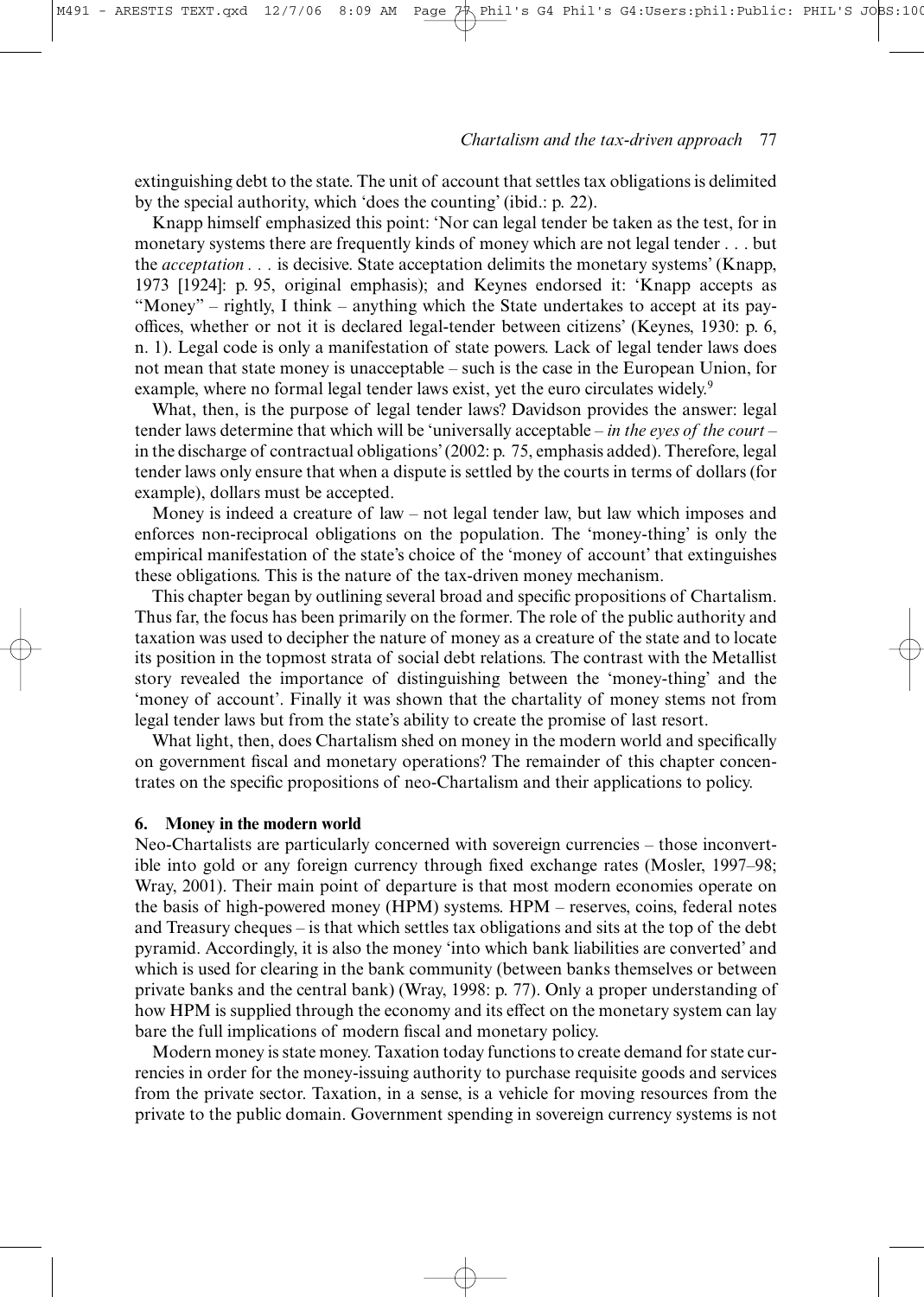extinguishing debt to the state. The unit of account that settles tax obligations is delimited by the special authority, which 'does the counting' (ibid.: p. 22).

Knapp himself emphasized this point: 'Nor can legal tender be taken as the test, for in monetary systems there are frequently kinds of money which are not legal tender . . . but the *acceptation* . . . is decisive. State acceptation delimits the monetary systems' (Knapp, 1973 [1924]: p. 95, original emphasis); and Keynes endorsed it: 'Knapp accepts as "Money" – rightly, I think – anything which the State undertakes to accept at its pay-offices, whether or not it is declared legal-tender between citizens' (Keynes, 1930: p. 6, n. 1). Legal code is only a manifestation of state powers. Lack of legal tender laws does not mean that state money is unacceptable – such is the case in the European Union, for example, where no formal legal tender laws exist, yet the euro circulates widely.[9]

What, then, is the purpose of legal tender laws? Davidson provides the answer: legal tender laws determine that which will be 'universally acceptable – *in the eyes of the court* – in the discharge of contractual obligations' (2002: p. 75, emphasis added). Therefore, legal tender laws only ensure that when a dispute is settled by the courts in terms of dollars (for example), dollars must be accepted.

Money is indeed a creature of law – not legal tender law, but law which imposes and enforces non-reciprocal obligations on the population. The 'money-thing' is only the empirical manifestation of the state's choice of the 'money of account' that extinguishes these obligations. This is the nature of the tax-driven money mechanism.

This chapter began by outlining several broad and specific propositions of Chartalism. Thus far, the focus has been primarily on the former. The role of the public authority and taxation was used to decipher the nature of money as a creature of the state and to locate its position in the topmost strata of social debt relations. The contrast with the Metallist story revealed the importance of distinguishing between the 'money-thing' and the 'money of account'. Finally it was shown that the chartality of money stems not from legal tender laws but from the state's ability to create the promise of last resort.

What light, then, does Chartalism shed on money in the modern world and specifically on government fiscal and monetary operations? The remainder of this chapter concentrates on the specific propositions of neo-Chartalism and their applications to policy.

## 6. Money in the modern world

Neo-Chartalists are particularly concerned with sovereign currencies – those inconvertible into gold or any foreign currency through fixed exchange rates (Mosler, 1997–98; Wray, 2001). Their main point of departure is that most modern economies operate on the basis of high-powered money (HPM) systems. HPM – reserves, coins, federal notes and Treasury cheques – is that which settles tax obligations and sits at the top of the debt pyramid. Accordingly, it is also the money 'into which bank liabilities are converted' and which is used for clearing in the bank community (between banks themselves or between private banks and the central bank) (Wray, 1998: p. 77). Only a proper understanding of how HPM is supplied through the economy and its effect on the monetary system can lay bare the full implications of modern fiscal and monetary policy.

Modern money is state money. Taxation today functions to create demand for state currencies in order for the money-issuing authority to purchase requisite goods and services from the private sector. Taxation, in a sense, is a vehicle for moving resources from the private to the public domain. Government spending in sovereign currency systems is not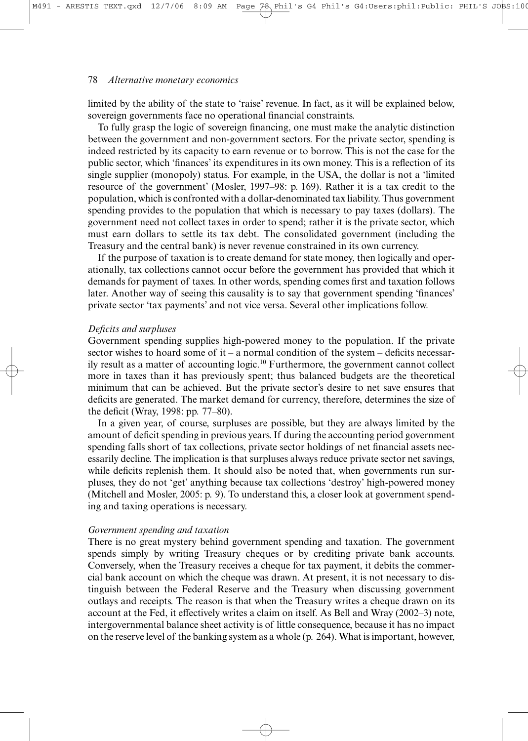limited by the ability of the state to 'raise' revenue. In fact, as it will be explained below, sovereign governments face no operational financial constraints.

To fully grasp the logic of sovereign financing, one must make the analytic distinction between the government and non-government sectors. For the private sector, spending is indeed restricted by its capacity to earn revenue or to borrow. This is not the case for the public sector, which 'finances' its expenditures in its own money. This is a reflection of its single supplier (monopoly) status. For example, in the USA, the dollar is not a 'limited resource of the government' (Mosler, 1997–98: p. 169). Rather it is a tax credit to the population, which is confronted with a dollar-denominated tax liability. Thus government spending provides to the population that which is necessary to pay taxes (dollars). The government need not collect taxes in order to spend; rather it is the private sector, which must earn dollars to settle its tax debt. The consolidated government (including the Treasury and the central bank) is never revenue constrained in its own currency.

If the purpose of taxation is to create demand for state money, then logically and operationally, tax collections cannot occur before the government has provided that which it demands for payment of taxes. In other words, spending comes first and taxation follows later. Another way of seeing this causality is to say that government spending 'finances' private sector 'tax payments' and not vice versa. Several other implications follow.

*Deficits and surpluses*

Government spending supplies high-powered money to the population. If the private sector wishes to hoard some of it – a normal condition of the system – deficits necessarily result as a matter of accounting logic.[10] Furthermore, the government cannot collect more in taxes than it has previously spent; thus balanced budgets are the theoretical minimum that can be achieved. But the private sector's desire to net save ensures that deficits are generated. The market demand for currency, therefore, determines the size of the deficit (Wray, 1998: pp. 77–80).

In a given year, of course, surpluses are possible, but they are always limited by the amount of deficit spending in previous years. If during the accounting period government spending falls short of tax collections, private sector holdings of net financial assets necessarily decline. The implication is that surpluses always reduce private sector net savings, while deficits replenish them. It should also be noted that, when governments run surpluses, they do not 'get' anything because tax collections 'destroy' high-powered money (Mitchell and Mosler, 2005: p. 9). To understand this, a closer look at government spending and taxing operations is necessary.

*Government spending and taxation*

There is no great mystery behind government spending and taxation. The government spends simply by writing Treasury cheques or by crediting private bank accounts. Conversely, when the Treasury receives a cheque for tax payment, it debits the commercial bank account on which the cheque was drawn. At present, it is not necessary to distinguish between the Federal Reserve and the Treasury when discussing government outlays and receipts. The reason is that when the Treasury writes a cheque drawn on its account at the Fed, it effectively writes a claim on itself. As Bell and Wray (2002–3) note, intergovernmental balance sheet activity is of little consequence, because it has no impact on the reserve level of the banking system as a whole (p. 264). What is important, however,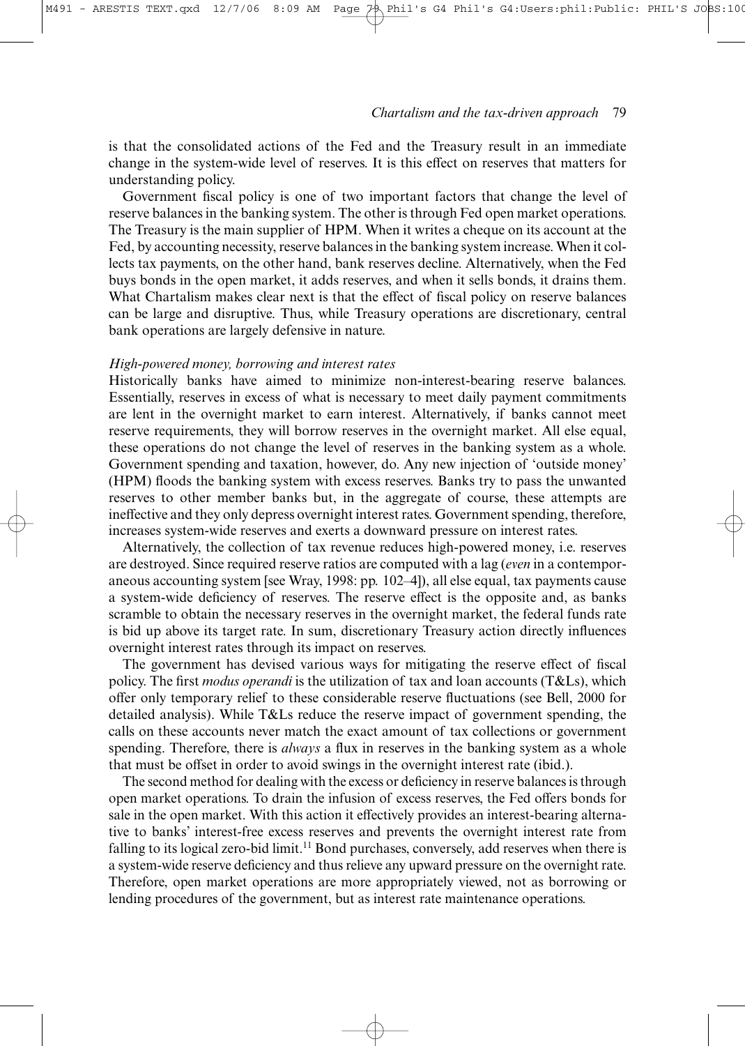is that the consolidated actions of the Fed and the Treasury result in an immediate change in the system-wide level of reserves. It is this effect on reserves that matters for understanding policy.

Government fiscal policy is one of two important factors that change the level of reserve balances in the banking system. The other is through Fed open market operations. The Treasury is the main supplier of HPM. When it writes a cheque on its account at the Fed, by accounting necessity, reserve balances in the banking system increase. When it collects tax payments, on the other hand, bank reserves decline. Alternatively, when the Fed buys bonds in the open market, it adds reserves, and when it sells bonds, it drains them. What Chartalism makes clear next is that the effect of fiscal policy on reserve balances can be large and disruptive. Thus, while Treasury operations are discretionary, central bank operations are largely defensive in nature.

*High-powered money, borrowing and interest rates*

Historically banks have aimed to minimize non-interest-bearing reserve balances. Essentially, reserves in excess of what is necessary to meet daily payment commitments are lent in the overnight market to earn interest. Alternatively, if banks cannot meet reserve requirements, they will borrow reserves in the overnight market. All else equal, these operations do not change the level of reserves in the banking system as a whole. Government spending and taxation, however, do. Any new injection of 'outside money' (HPM) floods the banking system with excess reserves. Banks try to pass the unwanted reserves to other member banks but, in the aggregate of course, these attempts are ineffective and they only depress overnight interest rates. Government spending, therefore, increases system-wide reserves and exerts a downward pressure on interest rates.

Alternatively, the collection of tax revenue reduces high-powered money, i.e. reserves are destroyed. Since required reserve ratios are computed with a lag (*even* in a contemporaneous accounting system [see Wray, 1998: pp. 102–4]), all else equal, tax payments cause a system-wide deficiency of reserves. The reserve effect is the opposite and, as banks scramble to obtain the necessary reserves in the overnight market, the federal funds rate is bid up above its target rate. In sum, discretionary Treasury action directly influences overnight interest rates through its impact on reserves.

The government has devised various ways for mitigating the reserve effect of fiscal policy. The first *modus operandi* is the utilization of tax and loan accounts (T&Ls), which offer only temporary relief to these considerable reserve fluctuations (see Bell, 2000 for detailed analysis). While T&Ls reduce the reserve impact of government spending, the calls on these accounts never match the exact amount of tax collections or government spending. Therefore, there is *always* a flux in reserves in the banking system as a whole that must be offset in order to avoid swings in the overnight interest rate (ibid.).

The second method for dealing with the excess or deficiency in reserve balances is through open market operations. To drain the infusion of excess reserves, the Fed offers bonds for sale in the open market. With this action it effectively provides an interest-bearing alternative to banks' interest-free excess reserves and prevents the overnight interest rate from falling to its logical zero-bid limit.[11] Bond purchases, conversely, add reserves when there is a system-wide reserve deficiency and thus relieve any upward pressure on the overnight rate. Therefore, open market operations are more appropriately viewed, not as borrowing or lending procedures of the government, but as interest rate maintenance operations.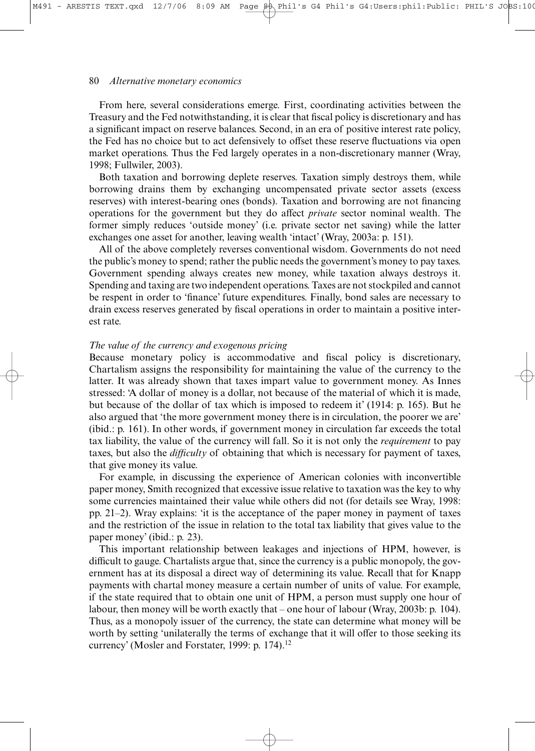From here, several considerations emerge. First, coordinating activities between the Treasury and the Fed notwithstanding, it is clear that fiscal policy is discretionary and has a significant impact on reserve balances. Second, in an era of positive interest rate policy, the Fed has no choice but to act defensively to offset these reserve fluctuations via open market operations. Thus the Fed largely operates in a non-discretionary manner (Wray, 1998; Fullwiler, 2003).

Both taxation and borrowing deplete reserves. Taxation simply destroys them, while borrowing drains them by exchanging uncompensated private sector assets (excess reserves) with interest-bearing ones (bonds). Taxation and borrowing are not financing operations for the government but they do affect *private* sector nominal wealth. The former simply reduces 'outside money' (i.e. private sector net saving) while the latter exchanges one asset for another, leaving wealth 'intact' (Wray, 2003a: p. 151).

All of the above completely reverses conventional wisdom. Governments do not need the public's money to spend; rather the public needs the government's money to pay taxes. Government spending always creates new money, while taxation always destroys it. Spending and taxing are two independent operations. Taxes are not stockpiled and cannot be respent in order to 'finance' future expenditures. Finally, bond sales are necessary to drain excess reserves generated by fiscal operations in order to maintain a positive interest rate.

*The value of the currency and exogenous pricing*

Because monetary policy is accommodative and fiscal policy is discretionary, Chartalism assigns the responsibility for maintaining the value of the currency to the latter. It was already shown that taxes impart value to government money. As Innes stressed: 'A dollar of money is a dollar, not because of the material of which it is made, but because of the dollar of tax which is imposed to redeem it' (1914: p. 165). But he also argued that 'the more government money there is in circulation, the poorer we are' (ibid.: p. 161). In other words, if government money in circulation far exceeds the total tax liability, the value of the currency will fall. So it is not only the *requirement* to pay taxes, but also the *difficulty* of obtaining that which is necessary for payment of taxes, that give money its value.

For example, in discussing the experience of American colonies with inconvertible paper money, Smith recognized that excessive issue relative to taxation was the key to why some currencies maintained their value while others did not (for details see Wray, 1998: pp. 21–2). Wray explains: 'it is the acceptance of the paper money in payment of taxes and the restriction of the issue in relation to the total tax liability that gives value to the paper money' (ibid.: p. 23).

This important relationship between leakages and injections of HPM, however, is difficult to gauge. Chartalists argue that, since the currency is a public monopoly, the government has at its disposal a direct way of determining its value. Recall that for Knapp payments with chartal money measure a certain number of units of value. For example, if the state required that to obtain one unit of HPM, a person must supply one hour of labour, then money will be worth exactly that – one hour of labour (Wray, 2003b: p. 104). Thus, as a monopoly issuer of the currency, the state can determine what money will be worth by setting 'unilaterally the terms of exchange that it will offer to those seeking its currency' (Mosler and Forstater, 1999: p. 174).[12]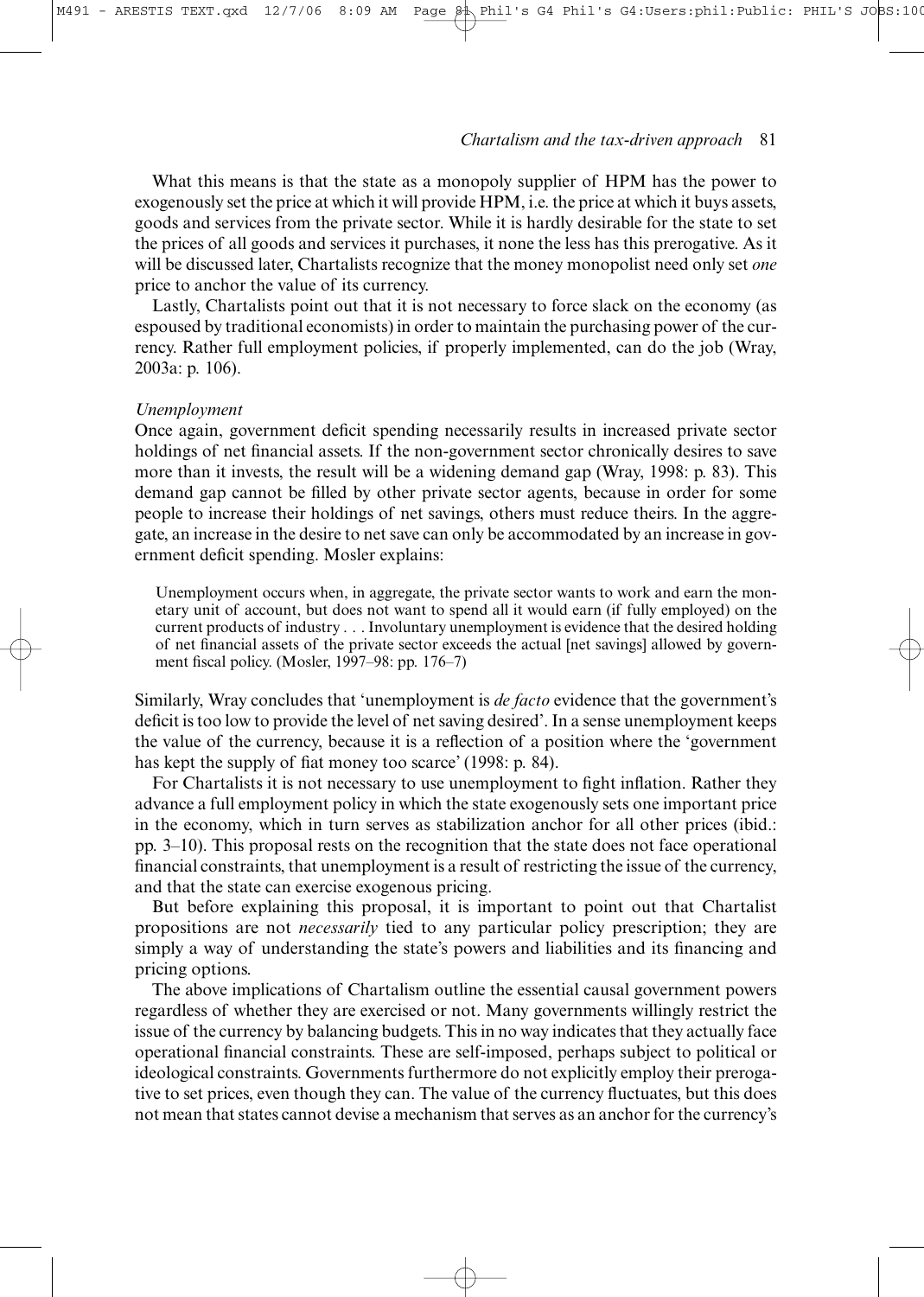What this means is that the state as a monopoly supplier of HPM has the power to exogenously set the price at which it will provide HPM, i.e. the price at which it buys assets, goods and services from the private sector. While it is hardly desirable for the state to set the prices of all goods and services it purchases, it none the less has this prerogative. As it will be discussed later, Chartalists recognize that the money monopolist need only set *one* price to anchor the value of its currency.

Lastly, Chartalists point out that it is not necessary to force slack on the economy (as espoused by traditional economists) in order to maintain the purchasing power of the currency. Rather full employment policies, if properly implemented, can do the job (Wray, 2003a: p. 106).

*Unemployment*

Once again, government deficit spending necessarily results in increased private sector holdings of net financial assets. If the non-government sector chronically desires to save more than it invests, the result will be a widening demand gap (Wray, 1998: p. 83). This demand gap cannot be filled by other private sector agents, because in order for some people to increase their holdings of net savings, others must reduce theirs. In the aggregate, an increase in the desire to net save can only be accommodated by an increase in government deficit spending. Mosler explains:

> Unemployment occurs when, in aggregate, the private sector wants to work and earn the monetary unit of account, but does not want to spend all it would earn (if fully employed) on the current products of industry . . . Involuntary unemployment is evidence that the desired holding of net financial assets of the private sector exceeds the actual [net savings] allowed by government fiscal policy. (Mosler, 1997–98: pp. 176–7)

Similarly, Wray concludes that 'unemployment is *de facto* evidence that the government's deficit is too low to provide the level of net saving desired'. In a sense unemployment keeps the value of the currency, because it is a reflection of a position where the 'government has kept the supply of fiat money too scarce' (1998: p. 84).

For Chartalists it is not necessary to use unemployment to fight inflation. Rather they advance a full employment policy in which the state exogenously sets one important price in the economy, which in turn serves as stabilization anchor for all other prices (ibid.: pp. 3–10). This proposal rests on the recognition that the state does not face operational financial constraints, that unemployment is a result of restricting the issue of the currency, and that the state can exercise exogenous pricing.

But before explaining this proposal, it is important to point out that Chartalist propositions are not *necessarily* tied to any particular policy prescription; they are simply a way of understanding the state's powers and liabilities and its financing and pricing options.

The above implications of Chartalism outline the essential causal government powers regardless of whether they are exercised or not. Many governments willingly restrict the issue of the currency by balancing budgets. This in no way indicates that they actually face operational financial constraints. These are self-imposed, perhaps subject to political or ideological constraints. Governments furthermore do not explicitly employ their prerogative to set prices, even though they can. The value of the currency fluctuates, but this does not mean that states cannot devise a mechanism that serves as an anchor for the currency's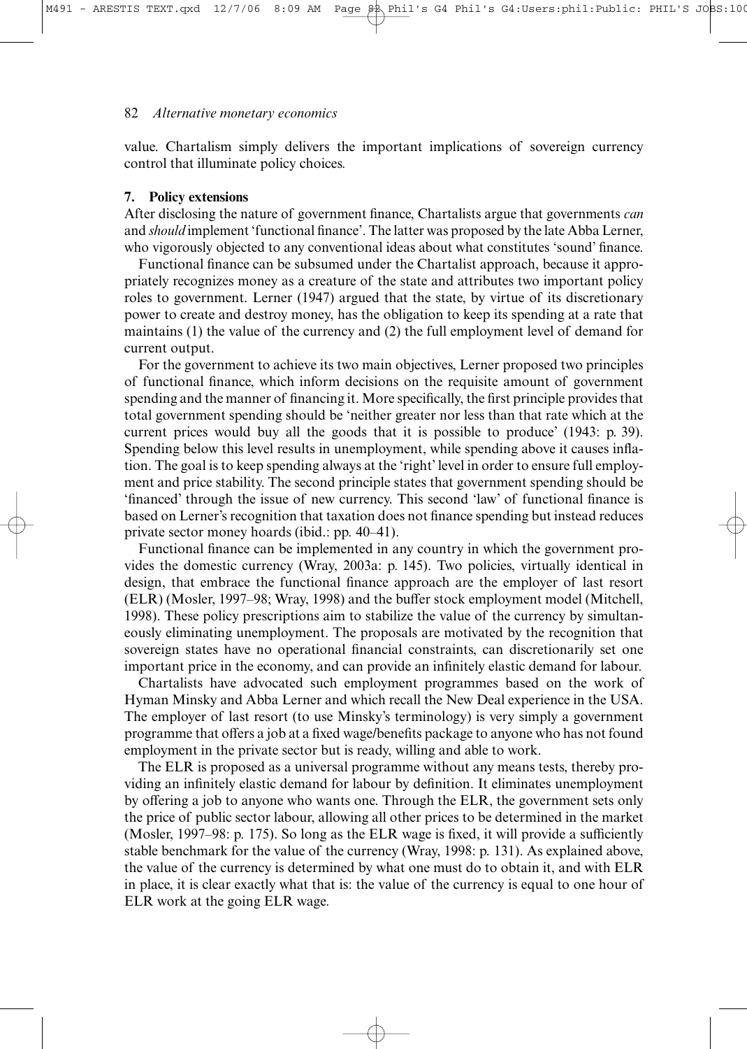value. Chartalism simply delivers the important implications of sovereign currency control that illuminate policy choices.

### 7. Policy extensions

After disclosing the nature of government finance, Chartalists argue that governments *can* and *should* implement 'functional finance'. The latter was proposed by the late Abba Lerner, who vigorously objected to any conventional ideas about what constitutes 'sound' finance.

Functional finance can be subsumed under the Chartalist approach, because it appropriately recognizes money as a creature of the state and attributes two important policy roles to government. Lerner (1947) argued that the state, by virtue of its discretionary power to create and destroy money, has the obligation to keep its spending at a rate that maintains (1) the value of the currency and (2) the full employment level of demand for current output.

For the government to achieve its two main objectives, Lerner proposed two principles of functional finance, which inform decisions on the requisite amount of government spending and the manner of financing it. More specifically, the first principle provides that total government spending should be 'neither greater nor less than that rate which at the current prices would buy all the goods that it is possible to produce' (1943: p. 39). Spending below this level results in unemployment, while spending above it causes inflation. The goal is to keep spending always at the 'right' level in order to ensure full employment and price stability. The second principle states that government spending should be 'financed' through the issue of new currency. This second 'law' of functional finance is based on Lerner's recognition that taxation does not finance spending but instead reduces private sector money hoards (ibid.: pp. 40–41).

Functional finance can be implemented in any country in which the government provides the domestic currency (Wray, 2003a: p. 145). Two policies, virtually identical in design, that embrace the functional finance approach are the employer of last resort (ELR) (Mosler, 1997–98; Wray, 1998) and the buffer stock employment model (Mitchell, 1998). These policy prescriptions aim to stabilize the value of the currency by simultaneously eliminating unemployment. The proposals are motivated by the recognition that sovereign states have no operational financial constraints, can discretionarily set one important price in the economy, and can provide an infinitely elastic demand for labour.

Chartalists have advocated such employment programmes based on the work of Hyman Minsky and Abba Lerner and which recall the New Deal experience in the USA. The employer of last resort (to use Minsky's terminology) is very simply a government programme that offers a job at a fixed wage/benefits package to anyone who has not found employment in the private sector but is ready, willing and able to work.

The ELR is proposed as a universal programme without any means tests, thereby providing an infinitely elastic demand for labour by definition. It eliminates unemployment by offering a job to anyone who wants one. Through the ELR, the government sets only the price of public sector labour, allowing all other prices to be determined in the market (Mosler, 1997–98: p. 175). So long as the ELR wage is fixed, it will provide a sufficiently stable benchmark for the value of the currency (Wray, 1998: p. 131). As explained above, the value of the currency is determined by what one must do to obtain it, and with ELR in place, it is clear exactly what that is: the value of the currency is equal to one hour of ELR work at the going ELR wage.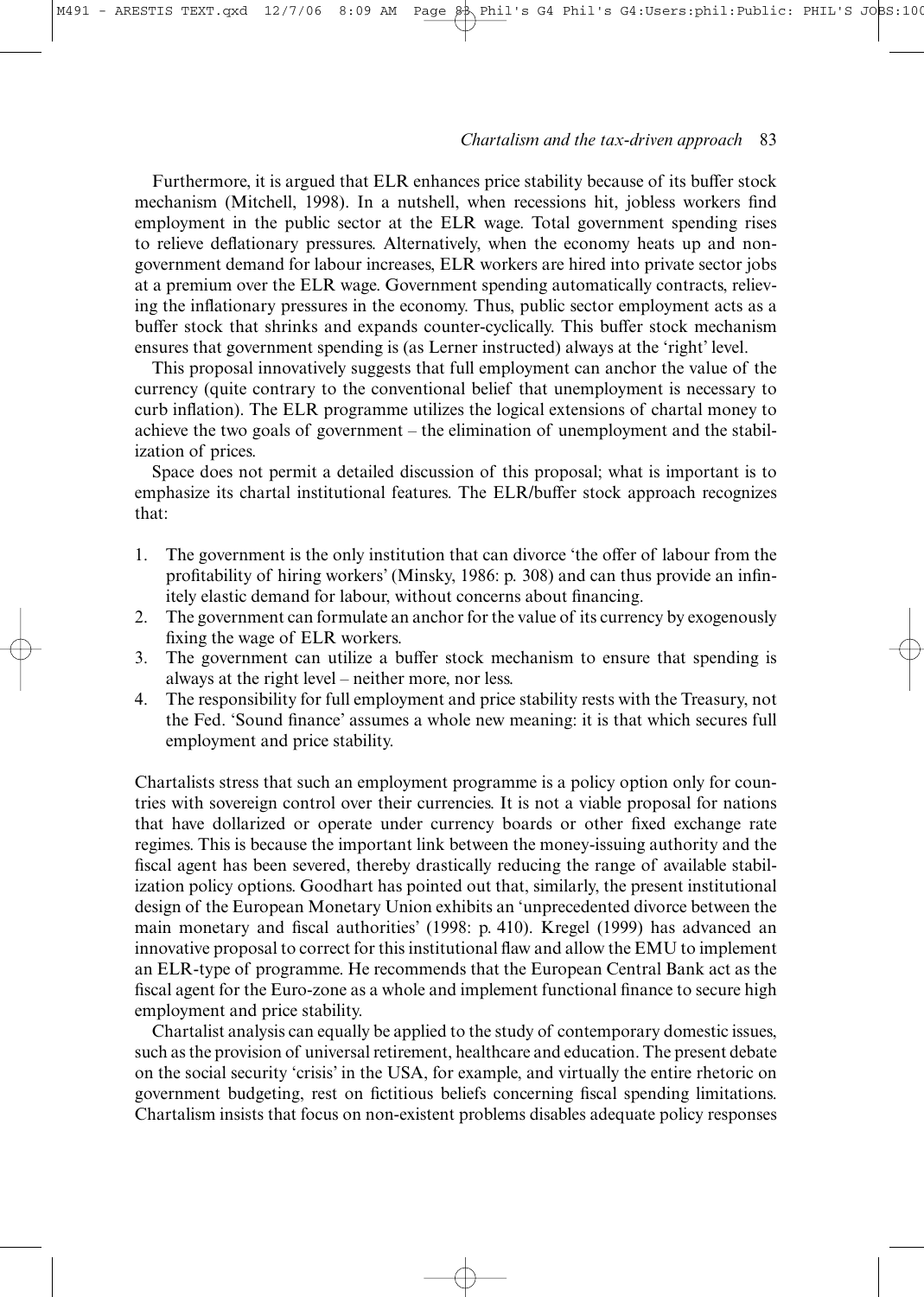Furthermore, it is argued that ELR enhances price stability because of its buffer stock mechanism (Mitchell, 1998). In a nutshell, when recessions hit, jobless workers find employment in the public sector at the ELR wage. Total government spending rises to relieve deflationary pressures. Alternatively, when the economy heats up and non-government demand for labour increases, ELR workers are hired into private sector jobs at a premium over the ELR wage. Government spending automatically contracts, relieving the inflationary pressures in the economy. Thus, public sector employment acts as a buffer stock that shrinks and expands counter-cyclically. This buffer stock mechanism ensures that government spending is (as Lerner instructed) always at the 'right' level.

This proposal innovatively suggests that full employment can anchor the value of the currency (quite contrary to the conventional belief that unemployment is necessary to curb inflation). The ELR programme utilizes the logical extensions of chartal money to achieve the two goals of government – the elimination of unemployment and the stabilization of prices.

Space does not permit a detailed discussion of this proposal; what is important is to emphasize its chartal institutional features. The ELR/buffer stock approach recognizes that:

1. The government is the only institution that can divorce 'the offer of labour from the profitability of hiring workers' (Minsky, 1986: p. 308) and can thus provide an infinitely elastic demand for labour, without concerns about financing.
2. The government can formulate an anchor for the value of its currency by exogenously fixing the wage of ELR workers.
3. The government can utilize a buffer stock mechanism to ensure that spending is always at the right level – neither more, nor less.
4. The responsibility for full employment and price stability rests with the Treasury, not the Fed. 'Sound finance' assumes a whole new meaning: it is that which secures full employment and price stability.

Chartalists stress that such an employment programme is a policy option only for countries with sovereign control over their currencies. It is not a viable proposal for nations that have dollarized or operate under currency boards or other fixed exchange rate regimes. This is because the important link between the money-issuing authority and the fiscal agent has been severed, thereby drastically reducing the range of available stabilization policy options. Goodhart has pointed out that, similarly, the present institutional design of the European Monetary Union exhibits an 'unprecedented divorce between the main monetary and fiscal authorities' (1998: p. 410). Kregel (1999) has advanced an innovative proposal to correct for this institutional flaw and allow the EMU to implement an ELR-type of programme. He recommends that the European Central Bank act as the fiscal agent for the Euro-zone as a whole and implement functional finance to secure high employment and price stability.

Chartalist analysis can equally be applied to the study of contemporary domestic issues, such as the provision of universal retirement, healthcare and education. The present debate on the social security 'crisis' in the USA, for example, and virtually the entire rhetoric on government budgeting, rest on fictitious beliefs concerning fiscal spending limitations. Chartalism insists that focus on non-existent problems disables adequate policy responses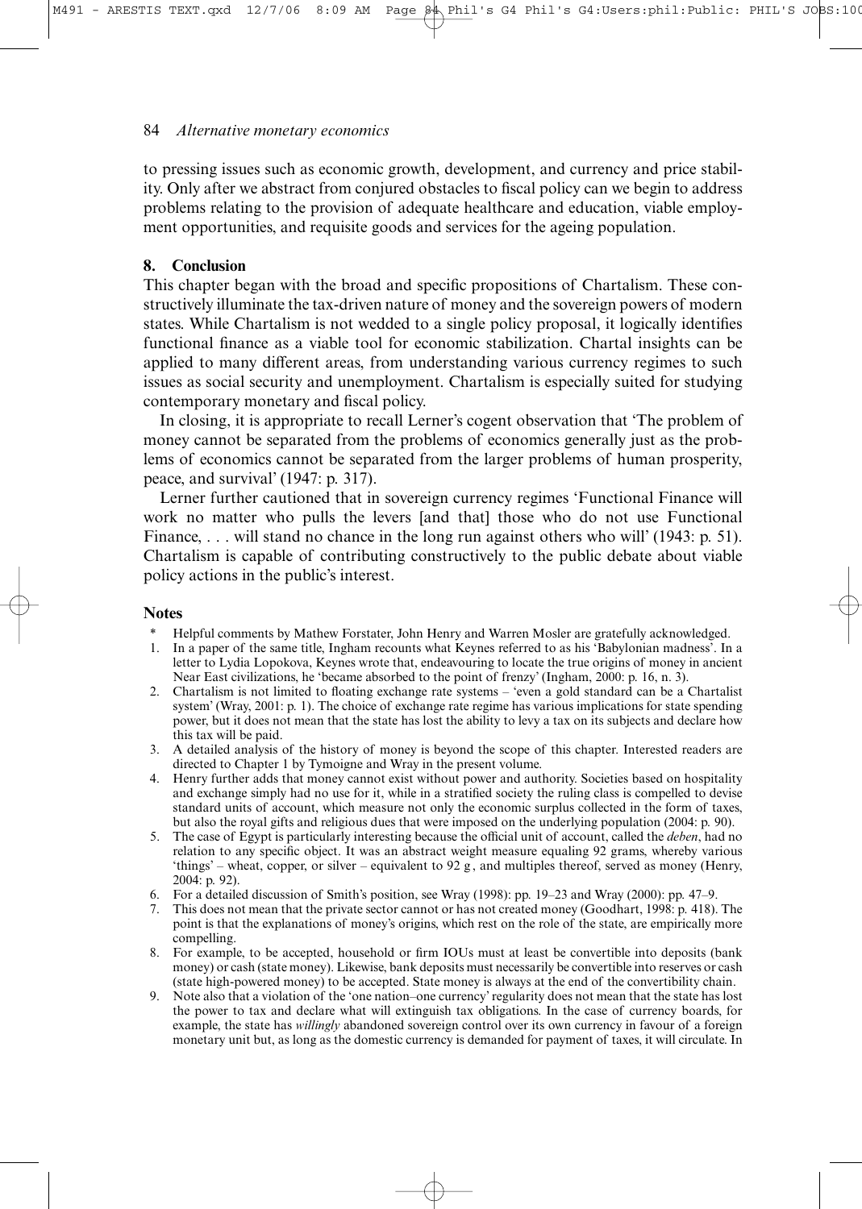to pressing issues such as economic growth, development, and currency and price stability. Only after we abstract from conjured obstacles to fiscal policy can we begin to address problems relating to the provision of adequate healthcare and education, viable employment opportunities, and requisite goods and services for the ageing population.

## 8. Conclusion

This chapter began with the broad and specific propositions of Chartalism. These constructively illuminate the tax-driven nature of money and the sovereign powers of modern states. While Chartalism is not wedded to a single policy proposal, it logically identifies functional finance as a viable tool for economic stabilization. Chartal insights can be applied to many different areas, from understanding various currency regimes to such issues as social security and unemployment. Chartalism is especially suited for studying contemporary monetary and fiscal policy.

In closing, it is appropriate to recall Lerner's cogent observation that 'The problem of money cannot be separated from the problems of economics generally just as the problems of economics cannot be separated from the larger problems of human prosperity, peace, and survival' (1947: p. 317).

Lerner further cautioned that in sovereign currency regimes 'Functional Finance will work no matter who pulls the levers [and that] those who do not use Functional Finance, . . . will stand no chance in the long run against others who will' (1943: p. 51). Chartalism is capable of contributing constructively to the public debate about viable policy actions in the public's interest.

### Notes

\* Helpful comments by Mathew Forstater, John Henry and Warren Mosler are gratefully acknowledged.

1. In a paper of the same title, Ingham recounts what Keynes referred to as his 'Babylonian madness'. In a letter to Lydia Lopokova, Keynes wrote that, endeavouring to locate the true origins of money in ancient Near East civilizations, he 'became absorbed to the point of frenzy' (Ingham, 2000: p. 16, n. 3).
2. Chartalism is not limited to floating exchange rate systems – 'even a gold standard can be a Chartalist system' (Wray, 2001: p. 1). The choice of exchange rate regime has various implications for state spending power, but it does not mean that the state has lost the ability to levy a tax on its subjects and declare how this tax will be paid.
3. A detailed analysis of the history of money is beyond the scope of this chapter. Interested readers are directed to Chapter 1 by Tymoigne and Wray in the present volume.
4. Henry further adds that money cannot exist without power and authority. Societies based on hospitality and exchange simply had no use for it, while in a stratified society the ruling class is compelled to devise standard units of account, which measure not only the economic surplus collected in the form of taxes, but also the royal gifts and religious dues that were imposed on the underlying population (2004: p. 90).
5. The case of Egypt is particularly interesting because the official unit of account, called the *deben*, had no relation to any specific object. It was an abstract weight measure equaling 92 grams, whereby various 'things' – wheat, copper, or silver – equivalent to 92 g, and multiples thereof, served as money (Henry, 2004: p. 92).
6. For a detailed discussion of Smith's position, see Wray (1998): pp. 19–23 and Wray (2000): pp. 47–9.
7. This does not mean that the private sector cannot or has not created money (Goodhart, 1998: p. 418). The point is that the explanations of money's origins, which rest on the role of the state, are empirically more compelling.
8. For example, to be accepted, household or firm IOUs must at least be convertible into deposits (bank money) or cash (state money). Likewise, bank deposits must necessarily be convertible into reserves or cash (state high-powered money) to be accepted. State money is always at the end of the convertibility chain.
9. Note also that a violation of the 'one nation–one currency' regularity does not mean that the state has lost the power to tax and declare what will extinguish tax obligations. In the case of currency boards, for example, the state has *willingly* abandoned sovereign control over its own currency in favour of a foreign monetary unit but, as long as the domestic currency is demanded for payment of taxes, it will circulate. In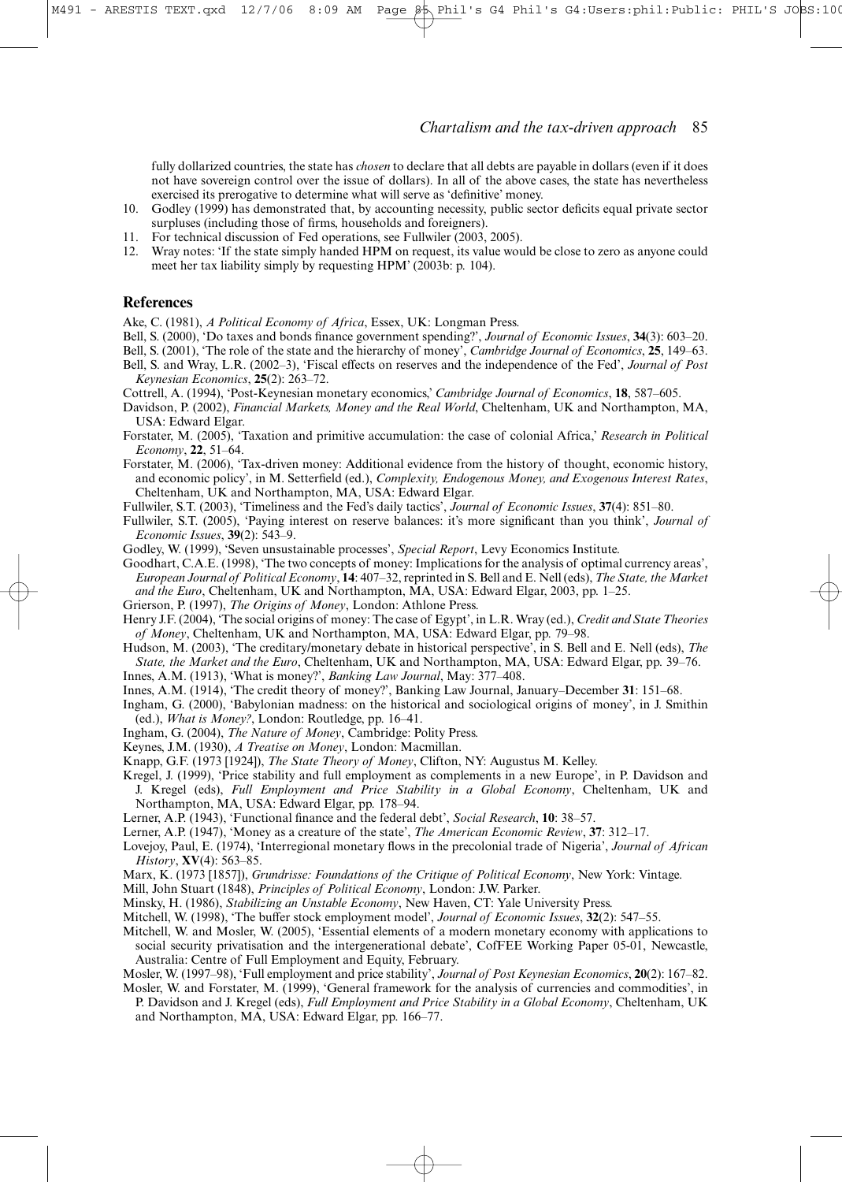fully dollarized countries, the state has *chosen* to declare that all debts are payable in dollars (even if it does not have sovereign control over the issue of dollars). In all of the above cases, the state has nevertheless exercised its prerogative to determine what will serve as 'definitive' money.

10. Godley (1999) has demonstrated that, by accounting necessity, public sector deficits equal private sector surpluses (including those of firms, households and foreigners).
11. For technical discussion of Fed operations, see Fullwiler (2003, 2005).
12. Wray notes: 'If the state simply handed HPM on request, its value would be close to zero as anyone could meet her tax liability simply by requesting HPM' (2003b: p. 104).

## References

Ake, C. (1981), *A Political Economy of Africa*, Essex, UK: Longman Press.

Bell, S. (2000), 'Do taxes and bonds finance government spending?', *Journal of Economic Issues*, **34**(3): 603–20.

Bell, S. (2001), 'The role of the state and the hierarchy of money', *Cambridge Journal of Economics*, **25**, 149–63.

Bell, S. and Wray, L.R. (2002–3), 'Fiscal effects on reserves and the independence of the Fed', *Journal of Post Keynesian Economics*, **25**(2): 263–72.

Cottrell, A. (1994), 'Post-Keynesian monetary economics,' *Cambridge Journal of Economics*, **18**, 587–605.

Davidson, P. (2002), *Financial Markets, Money and the Real World*, Cheltenham, UK and Northampton, MA, USA: Edward Elgar.

Forstater, M. (2005), 'Taxation and primitive accumulation: the case of colonial Africa,' *Research in Political Economy*, **22**, 51–64.

Forstater, M. (2006), 'Tax-driven money: Additional evidence from the history of thought, economic history, and economic policy', in M. Setterfield (ed.), *Complexity, Endogenous Money, and Exogenous Interest Rates*, Cheltenham, UK and Northampton, MA, USA: Edward Elgar.

Fullwiler, S.T. (2003), 'Timeliness and the Fed's daily tactics', *Journal of Economic Issues*, **37**(4): 851–80.

Fullwiler, S.T. (2005), 'Paying interest on reserve balances: it's more significant than you think', *Journal of Economic Issues*, **39**(2): 543–9.

Godley, W. (1999), 'Seven unsustainable processes', *Special Report*, Levy Economics Institute.

Goodhart, C.A.E. (1998), 'The two concepts of money: Implications for the analysis of optimal currency areas', *European Journal of Political Economy*, **14**: 407–32, reprinted in S. Bell and E. Nell (eds), *The State, the Market and the Euro*, Cheltenham, UK and Northampton, MA, USA: Edward Elgar, 2003, pp. 1–25.

Grierson, P. (1997), *The Origins of Money*, London: Athlone Press.

Henry J.F. (2004), 'The social origins of money: The case of Egypt', in L.R. Wray (ed.), *Credit and State Theories of Money*, Cheltenham, UK and Northampton, MA, USA: Edward Elgar, pp. 79–98.

Hudson, M. (2003), 'The creditary/monetary debate in historical perspective', in S. Bell and E. Nell (eds), *The State, the Market and the Euro*, Cheltenham, UK and Northampton, MA, USA: Edward Elgar, pp. 39–76.

Innes, A.M. (1913), 'What is money?', *Banking Law Journal*, May: 377–408.

Innes, A.M. (1914), 'The credit theory of money?', Banking Law Journal, January–December **31**: 151–68.

Ingham, G. (2000), 'Babylonian madness: on the historical and sociological origins of money', in J. Smithin (ed.), *What is Money?*, London: Routledge, pp. 16–41.

Ingham, G. (2004), *The Nature of Money*, Cambridge: Polity Press.

Keynes, J.M. (1930), *A Treatise on Money*, London: Macmillan.

Knapp, G.F. (1973 [1924]), *The State Theory of Money*, Clifton, NY: Augustus M. Kelley.

Kregel, J. (1999), 'Price stability and full employment as complements in a new Europe', in P. Davidson and J. Kregel (eds), *Full Employment and Price Stability in a Global Economy*, Cheltenham, UK and Northampton, MA, USA: Edward Elgar, pp. 178–94.

Lerner, A.P. (1943), 'Functional finance and the federal debt', *Social Research*, **10**: 38–57.

Lerner, A.P. (1947), 'Money as a creature of the state', *The American Economic Review*, **37**: 312–17.

Lovejoy, Paul, E. (1974), 'Interregional monetary flows in the precolonial trade of Nigeria', *Journal of African History*, **XV**(4): 563–85.

Marx, K. (1973 [1857]), *Grundrisse: Foundations of the Critique of Political Economy*, New York: Vintage.

Mill, John Stuart (1848), *Principles of Political Economy*, London: J.W. Parker.

Minsky, H. (1986), *Stabilizing an Unstable Economy*, New Haven, CT: Yale University Press.

Mitchell, W. (1998), 'The buffer stock employment model', *Journal of Economic Issues*, **32**(2): 547–55.

Mitchell, W. and Mosler, W. (2005), 'Essential elements of a modern monetary economy with applications to social security privatisation and the intergenerational debate', CofFEE Working Paper 05-01, Newcastle, Australia: Centre of Full Employment and Equity, February.

Mosler, W. (1997–98), 'Full employment and price stability', *Journal of Post Keynesian Economics*, **20**(2): 167–82.

Mosler, W. and Forstater, M. (1999), 'General framework for the analysis of currencies and commodities', in P. Davidson and J. Kregel (eds), *Full Employment and Price Stability in a Global Economy*, Cheltenham, UK and Northampton, MA, USA: Edward Elgar, pp. 166–77.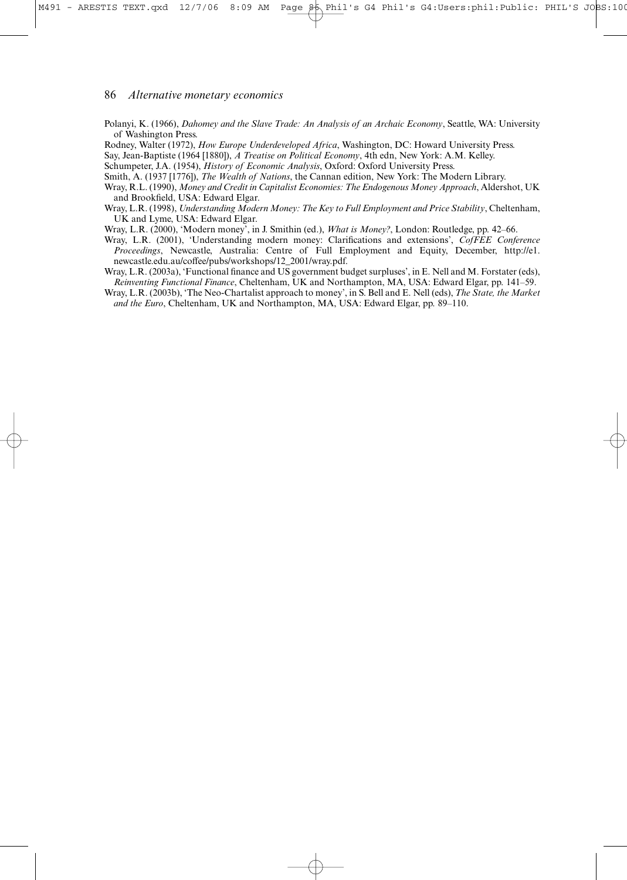Polanyi, K. (1966), *Dahomey and the Slave Trade: An Analysis of an Archaic Economy*, Seattle, WA: University of Washington Press.

Rodney, Walter (1972), *How Europe Underdeveloped Africa*, Washington, DC: Howard University Press.

Say, Jean-Baptiste (1964 [1880]), *A Treatise on Political Economy*, 4th edn, New York: A.M. Kelley.

Schumpeter, J.A. (1954), *History of Economic Analysis*, Oxford: Oxford University Press.

Smith, A. (1937 [1776]), *The Wealth of Nations*, the Cannan edition, New York: The Modern Library.

Wray, R.L. (1990), *Money and Credit in Capitalist Economies: The Endogenous Money Approach*, Aldershot, UK and Brookfield, USA: Edward Elgar.

Wray, L.R. (1998), *Understanding Modern Money: The Key to Full Employment and Price Stability*, Cheltenham, UK and Lyme, USA: Edward Elgar.

Wray, L.R. (2000), 'Modern money', in J. Smithin (ed.), *What is Money?*, London: Routledge, pp. 42–66.

Wray, L.R. (2001), 'Understanding modern money: Clarifications and extensions', *CofFEE Conference Proceedings*, Newcastle, Australia: Centre of Full Employment and Equity, December, http://e1.newcastle.edu.au/coffee/pubs/workshops/12_2001/wray.pdf.

Wray, L.R. (2003a), 'Functional finance and US government budget surpluses', in E. Nell and M. Forstater (eds), *Reinventing Functional Finance*, Cheltenham, UK and Northampton, MA, USA: Edward Elgar, pp. 141–59.

Wray, L.R. (2003b), 'The Neo-Chartalist approach to money', in S. Bell and E. Nell (eds), *The State, the Market and the Euro*, Cheltenham, UK and Northampton, MA, USA: Edward Elgar, pp. 89–110.